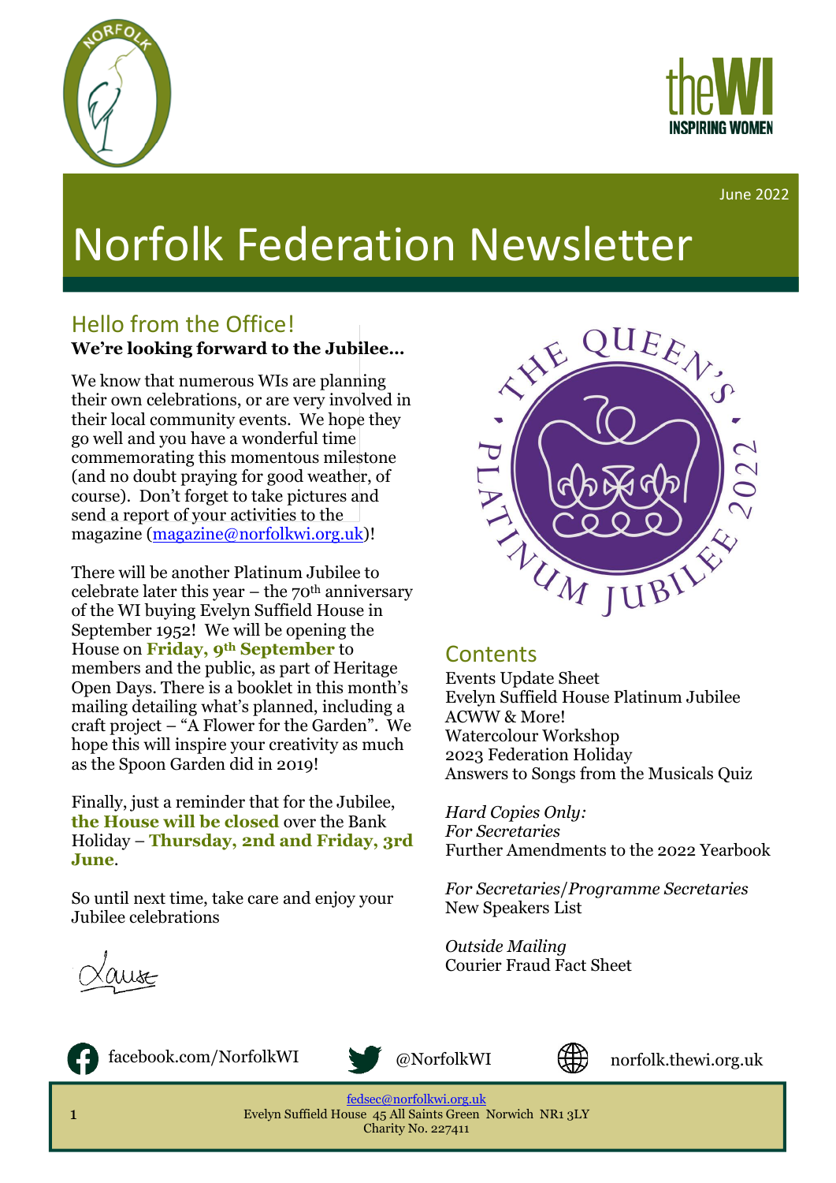June 2022

# Norfolk Federation Newsletter

## Hello from the Office!

**We're looking forward to the Jubilee…**

We know that numerous WIs are planning their own celebrations, or are very involved in their local community events. We hope they go well and you have a wonderful time commemorating this momentous milestone (and no doubt praying for good weather, of course). Don't forget to take pictures and send a report of your activities to the magazine (magazine@norfolkwi.org.uk)!

There will be another Platinum Jubilee to celebrate later this year – the 70th anniversary of the WI buying Evelyn Suffield House in September 1952! We will be opening the House on **Friday, 9th September** to members and the public, as part of Heritage Open Days. There is a booklet in this month's mailing detailing what's planned, including a craft project – "A Flower for the Garden". We hope this will inspire your creativity as much as the Spoon Garden did in 2019!

Finally, just a reminder that for the Jubilee, **the House will be closed** over the Bank Holiday – **Thursday, 2nd and Friday, 3rd June**.

So until next time, take care and enjoy your Jubilee celebrations

Louise

## Contents

Events Update Sheet
Evelyn Suffield House Platinum Jubilee
ACWW & More!
Watercolour Workshop
2023 Federation Holiday
Answers to Songs from the Musicals Quiz

*Hard Copies Only:*
*For Secretaries*
Further Amendments to the 2022 Yearbook

*For Secretaries/Programme Secretaries*
New Speakers List

*Outside Mailing*
Courier Fraud Fact Sheet

facebook.com/NorfolkWI @NorfolkWI norfolk.thewi.org.uk

fedsec@norfolkwi.org.uk
Evelyn Suffield House 45 All Saints Green Norwich NR1 3LY
Charity No. 227411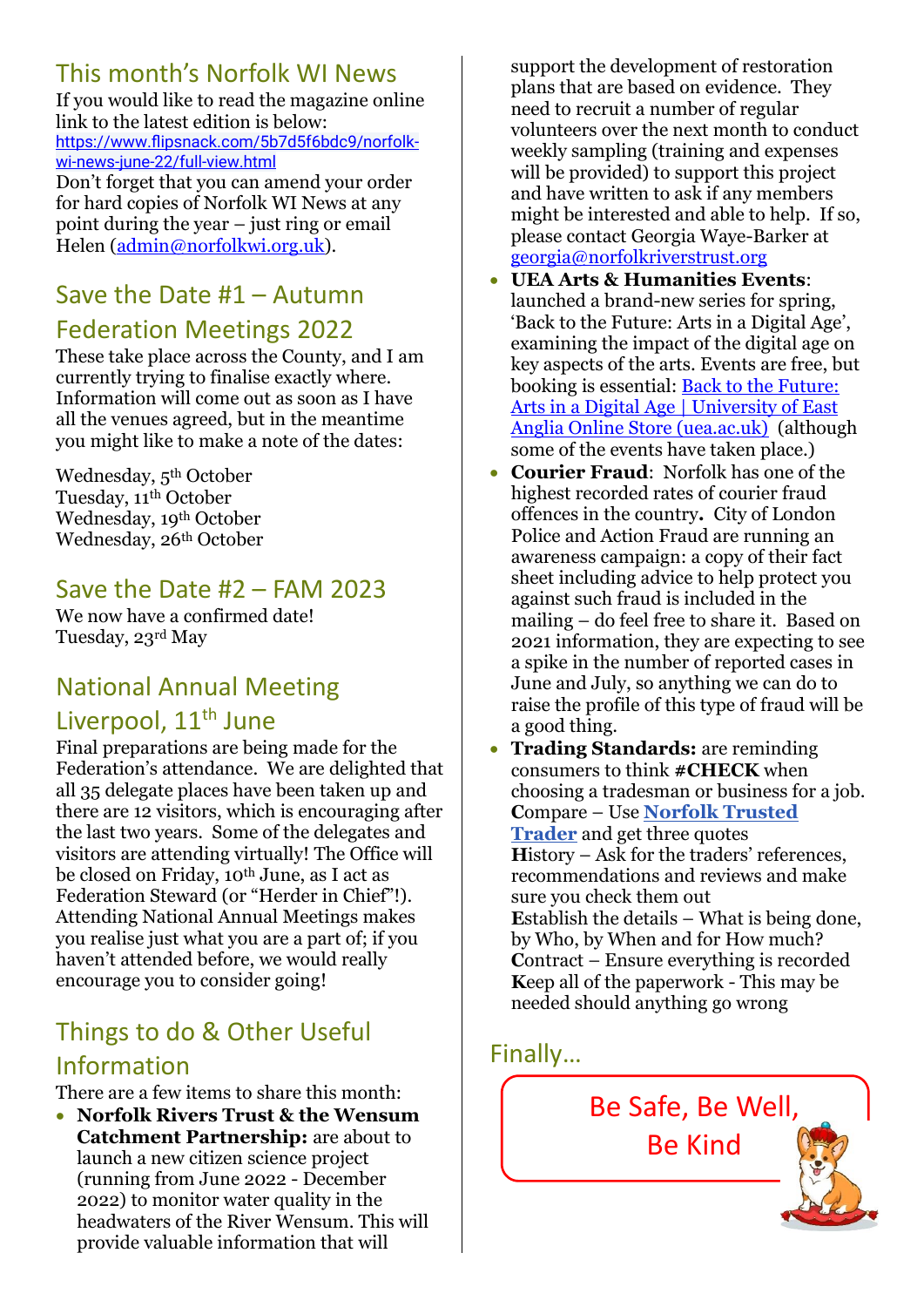## This month's Norfolk WI News

If you would like to read the magazine online link to the latest edition is below:
https://www.flipsnack.com/5b7d5f6bdc9/norfolk-wi-news-june-22/full-view.html
Don't forget that you can amend your order for hard copies of Norfolk WI News at any point during the year – just ring or email Helen (admin@norfolkwi.org.uk).

## Save the Date #1 – Autumn Federation Meetings 2022

These take place across the County, and I am currently trying to finalise exactly where. Information will come out as soon as I have all the venues agreed, but in the meantime you might like to make a note of the dates:

Wednesday, 5th October
Tuesday, 11th October
Wednesday, 19th October
Wednesday, 26th October

## Save the Date #2 – FAM 2023

We now have a confirmed date!
Tuesday, 23rd May

## National Annual Meeting Liverpool, 11th June

Final preparations are being made for the Federation's attendance. We are delighted that all 35 delegate places have been taken up and there are 12 visitors, which is encouraging after the last two years. Some of the delegates and visitors are attending virtually! The Office will be closed on Friday, 10th June, as I act as Federation Steward (or "Herder in Chief"!). Attending National Annual Meetings makes you realise just what you are a part of; if you haven't attended before, we would really encourage you to consider going!

## Things to do & Other Useful Information

There are a few items to share this month:

- **Norfolk Rivers Trust & the Wensum Catchment Partnership:** are about to launch a new citizen science project (running from June 2022 - December 2022) to monitor water quality in the headwaters of the River Wensum. This will provide valuable information that will support the development of restoration plans that are based on evidence. They need to recruit a number of regular volunteers over the next month to conduct weekly sampling (training and expenses will be provided) to support this project and have written to ask if any members might be interested and able to help. If so, please contact Georgia Waye-Barker at georgia@norfolkriverstrust.org
- **UEA Arts & Humanities Events**: launched a brand-new series for spring, 'Back to the Future: Arts in a Digital Age', examining the impact of the digital age on key aspects of the arts. Events are free, but booking is essential: Back to the Future: Arts in a Digital Age | University of East Anglia Online Store (uea.ac.uk) (although some of the events have taken place.)
- **Courier Fraud**: Norfolk has one of the highest recorded rates of courier fraud offences in the country. City of London Police and Action Fraud are running an awareness campaign: a copy of their fact sheet including advice to help protect you against such fraud is included in the mailing – do feel free to share it. Based on 2021 information, they are expecting to see a spike in the number of reported cases in June and July, so anything we can do to raise the profile of this type of fraud will be a good thing.
- **Trading Standards:** are reminding consumers to think **#CHECK** when choosing a tradesman or business for a job.
  **C**ompare – Use **Norfolk Trusted Trader** and get three quotes
  **H**istory – Ask for the traders' references, recommendations and reviews and make sure you check them out
  **E**stablish the details – What is being done, by Who, by When and for How much?
  **C**ontract – Ensure everything is recorded
  **K**eep all of the paperwork - This may be needed should anything go wrong

## Finally…

Be Safe, Be Well, Be Kind